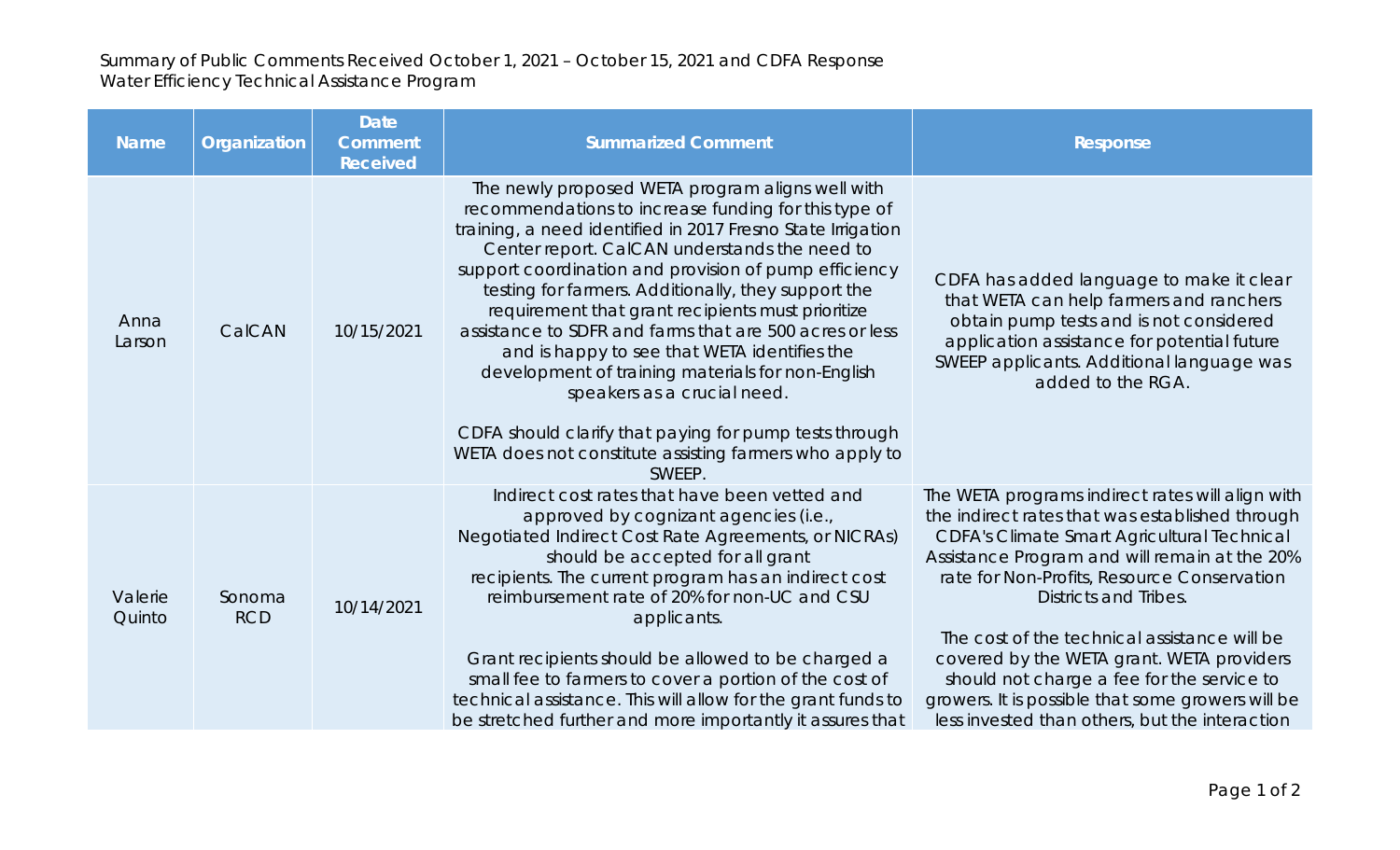Summary of Public Comments Received October 1, 2021 – October 15, 2021 and CDFA Response
Water Efficiency Technical Assistance Program

| Name | Organization | Date Comment Received | Summarized Comment | Response |
|---|---|---|---|---|
| Anna Larson | CalCAN | 10/15/2021 | The newly proposed WETA program aligns well with recommendations to increase funding for this type of training, a need identified in 2017 Fresno State Irrigation Center report. CalCAN understands the need to support coordination and provision of pump efficiency testing for farmers. Additionally, they support the requirement that grant recipients must prioritize assistance to SDFR and farms that are 500 acres or less and is happy to see that WETA identifies the development of training materials for non-English speakers as a crucial need.<br><br>CDFA should clarify that paying for pump tests through WETA does not constitute assisting farmers who apply to SWEEP. | CDFA has added language to make it clear that WETA can help farmers and ranchers obtain pump tests and is not considered application assistance for potential future SWEEP applicants. Additional language was added to the RGA. |
| Valerie Quinto | Sonoma RCD | 10/14/2021 | Indirect cost rates that have been vetted and approved by cognizant agencies (i.e., Negotiated Indirect Cost Rate Agreements, or NICRAs) should be accepted for all grant recipients. The current program has an indirect cost reimbursement rate of 20% for non-UC and CSU applicants.<br><br>Grant recipients should be allowed to be charged a small fee to farmers to cover a portion of the cost of technical assistance. This will allow for the grant funds to be stretched further and more importantly it assures that | The WETA programs indirect rates will align with the indirect rates that was established through CDFA's Climate Smart Agricultural Technical Assistance Program and will remain at the 20% rate for Non-Profits, Resource Conservation Districts and Tribes.<br><br>The cost of the technical assistance will be covered by the WETA grant. WETA providers should not charge a fee for the service to growers. It is possible that some growers will be less invested than others, but the interaction |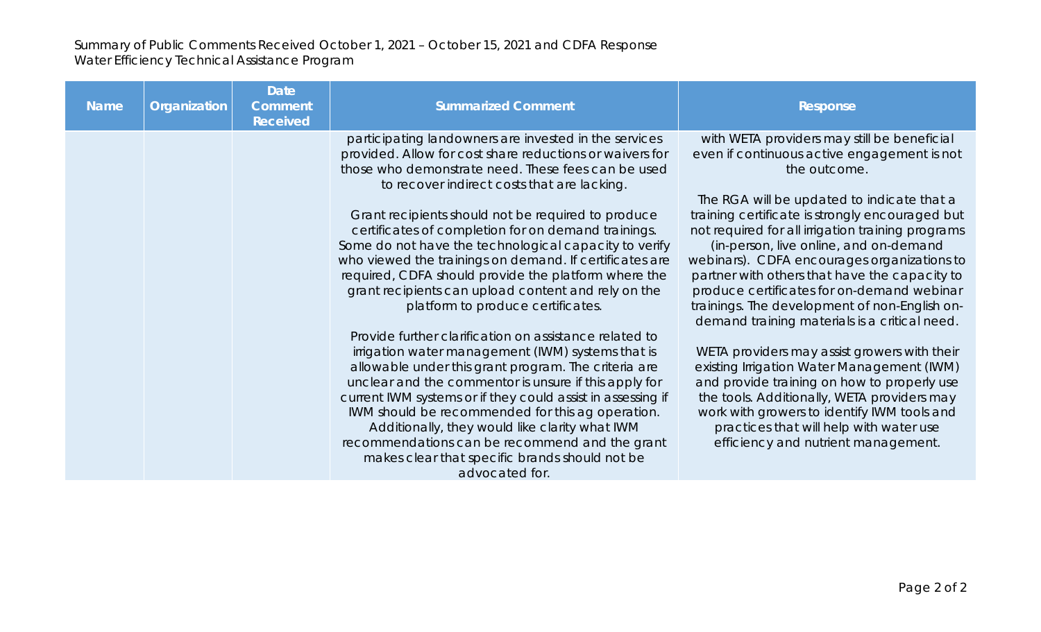Summary of Public Comments Received October 1, 2021 – October 15, 2021 and CDFA Response
Water Efficiency Technical Assistance Program

| Name | Organization | Date Comment Received | Summarized Comment | Response |
|---|---|---|---|---|
| | | | participating landowners are invested in the services provided. Allow for cost share reductions or waivers for those who demonstrate need. These fees can be used to recover indirect costs that are lacking.<br><br>Grant recipients should not be required to produce certificates of completion for on demand trainings. Some do not have the technological capacity to verify who viewed the trainings on demand. If certificates are required, CDFA should provide the platform where the grant recipients can upload content and rely on the platform to produce certificates.<br><br>Provide further clarification on assistance related to irrigation water management (IWM) systems that is allowable under this grant program. The criteria are unclear and the commentor is unsure if this apply for current IWM systems or if they could assist in assessing if IWM should be recommended for this ag operation. Additionally, they would like clarity what IWM recommendations can be recommend and the grant makes clear that specific brands should not be advocated for. | with WETA providers may still be beneficial even if continuous active engagement is not the outcome.<br><br>The RGA will be updated to indicate that a training certificate is strongly encouraged but not required for all irrigation training programs (in-person, live online, and on-demand webinars). CDFA encourages organizations to partner with others that have the capacity to produce certificates for on-demand webinar trainings. The development of non-English on-demand training materials is a critical need.<br><br>WETA providers may assist growers with their existing Irrigation Water Management (IWM) and provide training on how to properly use the tools. Additionally, WETA providers may work with growers to identify IWM tools and practices that will help with water use efficiency and nutrient management. |